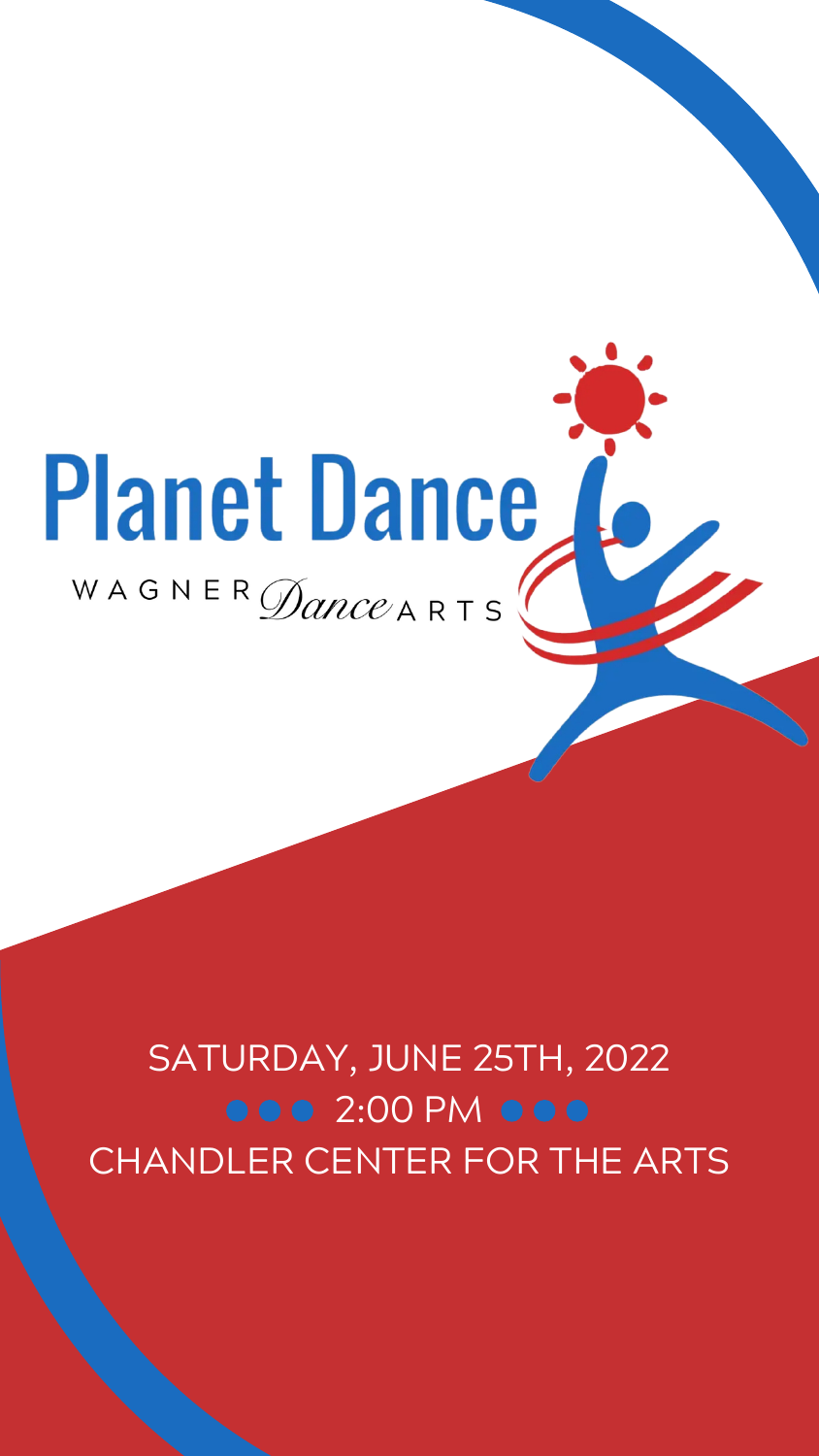# Planet Dance

WAGNER *Dance* ARTS

SATURDAY, JUNE 25TH, 2022

●●● 2:00 PM ●●●

CHANDLER CENTER FOR THE ARTS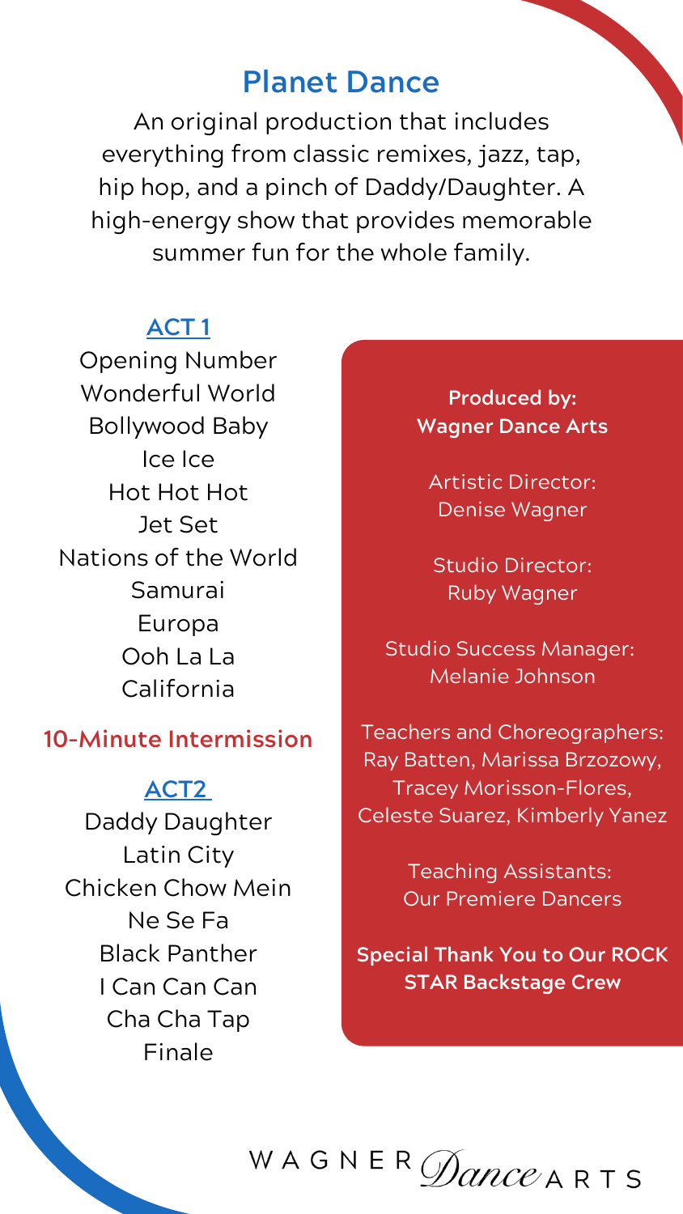# Planet Dance

An original production that includes everything from classic remixes, jazz, tap, hip hop, and a pinch of Daddy/Daughter. A high-energy show that provides memorable summer fun for the whole family.

## ACT 1

Opening Number
Wonderful World
Bollywood Baby
Ice Ice
Hot Hot Hot
Jet Set
Nations of the World
Samurai
Europa
Ooh La La
California

**10-Minute Intermission**

## ACT2

Daddy Daughter
Latin City
Chicken Chow Mein
Ne Se Fa
Black Panther
I Can Can Can
Cha Cha Tap
Finale

**Produced by:**
**Wagner Dance Arts**

Artistic Director:
Denise Wagner

Studio Director:
Ruby Wagner

Studio Success Manager:
Melanie Johnson

Teachers and Choreographers:
Ray Batten, Marissa Brzozowy, Tracey Morisson-Flores, Celeste Suarez, Kimberly Yanez

Teaching Assistants:
Our Premiere Dancers

**Special Thank You to Our ROCK STAR Backstage Crew**

WAGNER *Dance* ARTS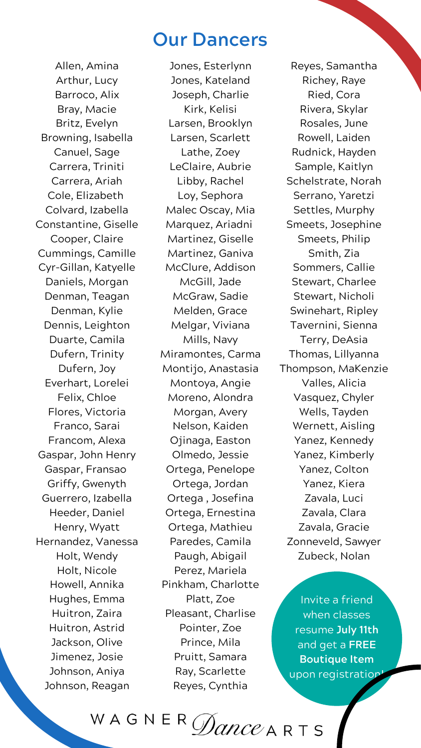## Our Dancers

Allen, Amina
Arthur, Lucy
Barroco, Alix
Bray, Macie
Britz, Evelyn
Browning, Isabella
Canuel, Sage
Carrera, Triniti
Carrera, Ariah
Cole, Elizabeth
Colvard, Izabella
Constantine, Giselle
Cooper, Claire
Cummings, Camille
Cyr-Gillan, Katyelle
Daniels, Morgan
Denman, Teagan
Denman, Kylie
Dennis, Leighton
Duarte, Camila
Dufern, Trinity
Dufern, Joy
Everhart, Lorelei
Felix, Chloe
Flores, Victoria
Franco, Sarai
Francom, Alexa
Gaspar, John Henry
Gaspar, Fransao
Griffy, Gwenyth
Guerrero, Izabella
Heeder, Daniel
Henry, Wyatt
Hernandez, Vanessa
Holt, Wendy
Holt, Nicole
Howell, Annika
Hughes, Emma
Huitron, Zaira
Huitron, Astrid
Jackson, Olive
Jimenez, Josie
Johnson, Aniya
Johnson, Reagan

Jones, Esterlynn
Jones, Kateland
Joseph, Charlie
Kirk, Kelisi
Larsen, Brooklyn
Larsen, Scarlett
Lathe, Zoey
LeClaire, Aubrie
Libby, Rachel
Loy, Sephora
Malec Oscay, Mia
Marquez, Ariadni
Martinez, Giselle
Martinez, Ganiva
McClure, Addison
McGill, Jade
McGraw, Sadie
Melden, Grace
Melgar, Viviana
Mills, Navy
Miramontes, Carma
Montijo, Anastasia
Montoya, Angie
Moreno, Alondra
Morgan, Avery
Nelson, Kaiden
Ojinaga, Easton
Olmedo, Jessie
Ortega, Penelope
Ortega, Jordan
Ortega , Josefina
Ortega, Ernestina
Ortega, Mathieu
Paredes, Camila
Paugh, Abigail
Perez, Mariela
Pinkham, Charlotte
Platt, Zoe
Pleasant, Charlise
Pointer, Zoe
Prince, Mila
Pruitt, Samara
Ray, Scarlette
Reyes, Cynthia

Reyes, Samantha
Richey, Raye
Ried, Cora
Rivera, Skylar
Rosales, June
Rowell, Laiden
Rudnick, Hayden
Sample, Kaitlyn
Schelstrate, Norah
Serrano, Yaretzi
Settles, Murphy
Smeets, Josephine
Smeets, Philip
Smith, Zia
Sommers, Callie
Stewart, Charlee
Stewart, Nicholi
Swinehart, Ripley
Tavernini, Sienna
Terry, DeAsia
Thomas, Lillyanna
Thompson, MaKenzie
Valles, Alicia
Vasquez, Chyler
Wells, Tayden
Wernett, Aisling
Yanez, Kennedy
Yanez, Kimberly
Yanez, Colton
Yanez, Kiera
Zavala, Luci
Zavala, Clara
Zavala, Gracie
Zonneveld, Sawyer
Zubeck, Nolan

Invite a friend when classes resume **July 11th** and get a **FREE Boutique Item** upon registration!

WAGNER *Dance* ARTS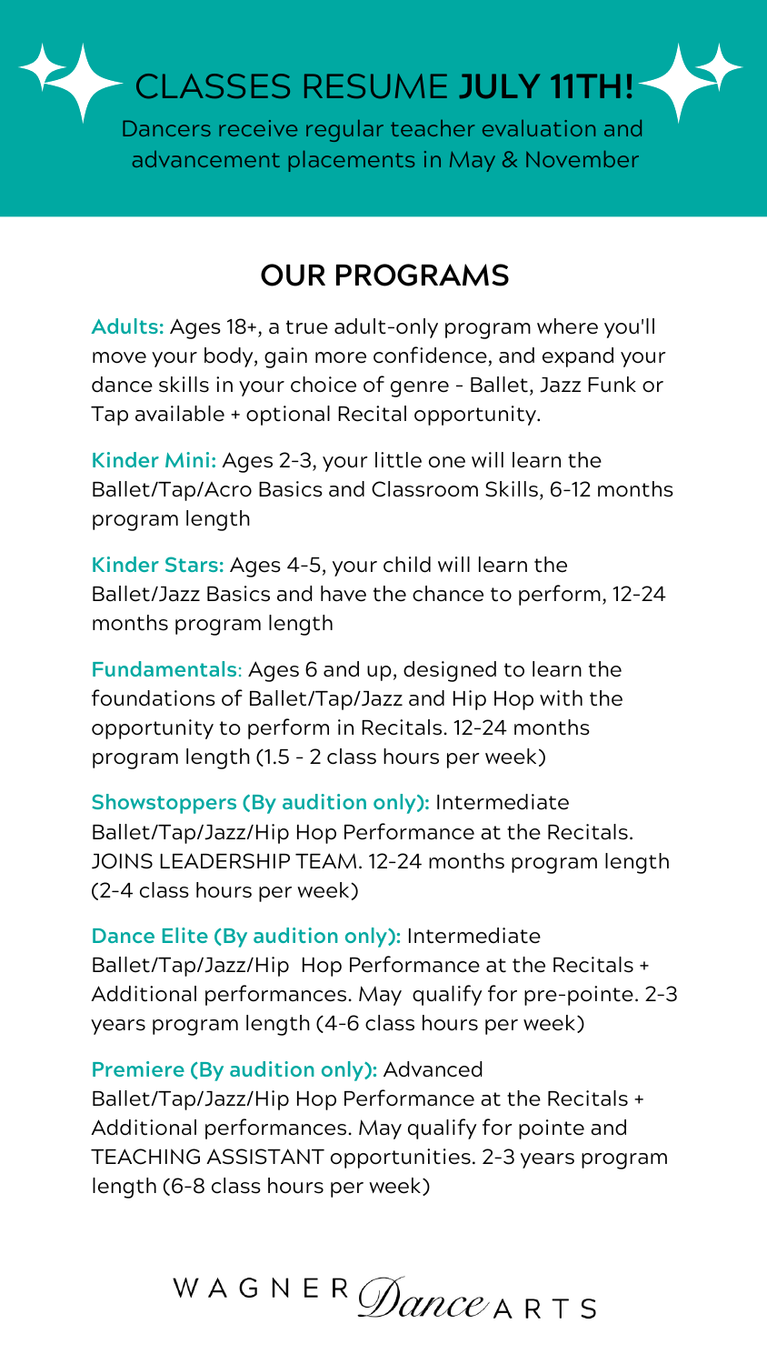# CLASSES RESUME **JULY 11TH!**

Dancers receive regular teacher evaluation and advancement placements in May & November

## OUR PROGRAMS

**Adults:** Ages 18+, a true adult-only program where you'll move your body, gain more confidence, and expand your dance skills in your choice of genre - Ballet, Jazz Funk or Tap available + optional Recital opportunity.

**Kinder Mini:** Ages 2-3, your little one will learn the Ballet/Tap/Acro Basics and Classroom Skills, 6-12 months program length

**Kinder Stars:** Ages 4-5, your child will learn the Ballet/Jazz Basics and have the chance to perform, 12-24 months program length

**Fundamentals**: Ages 6 and up, designed to learn the foundations of Ballet/Tap/Jazz and Hip Hop with the opportunity to perform in Recitals. 12-24 months program length (1.5 - 2 class hours per week)

**Showstoppers (By audition only):** Intermediate Ballet/Tap/Jazz/Hip Hop Performance at the Recitals. JOINS LEADERSHIP TEAM. 12-24 months program length (2-4 class hours per week)

**Dance Elite (By audition only):** Intermediate Ballet/Tap/Jazz/Hip Hop Performance at the Recitals + Additional performances. May qualify for pre-pointe. 2-3 years program length (4-6 class hours per week)

**Premiere (By audition only):** Advanced Ballet/Tap/Jazz/Hip Hop Performance at the Recitals + Additional performances. May qualify for pointe and TEACHING ASSISTANT opportunities. 2-3 years program length (6-8 class hours per week)

WAGNER *Dance* ARTS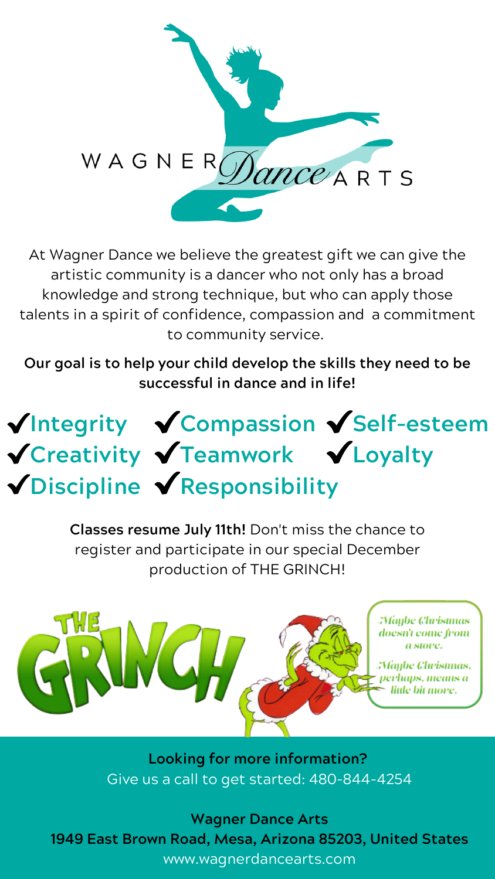WAGNER *Dance* ARTS

At Wagner Dance we believe the greatest gift we can give the artistic community is a dancer who not only has a broad knowledge and strong technique, but who can apply those talents in a spirit of confidence, compassion and a commitment to community service.

**Our goal is to help your child develop the skills they need to be successful in dance and in life!**

- ✔Integrity
- ✔Compassion
- ✔Self-esteem
- ✔Creativity
- ✔Teamwork
- ✔Loyalty
- ✔Discipline
- ✔Responsibility

**Classes resume July 11th!** Don't miss the chance to register and participate in our special December production of THE GRINCH!

THE GRINCH

*Maybe Christmas doesn't come from a store.*

*Maybe Christmas, perhaps, means a little bit more.*

**Looking for more information?**
Give us a call to get started: 480-844-4254

**Wagner Dance Arts**
**1949 East Brown Road, Mesa, Arizona 85203, United States**
www.wagnerdancearts.com